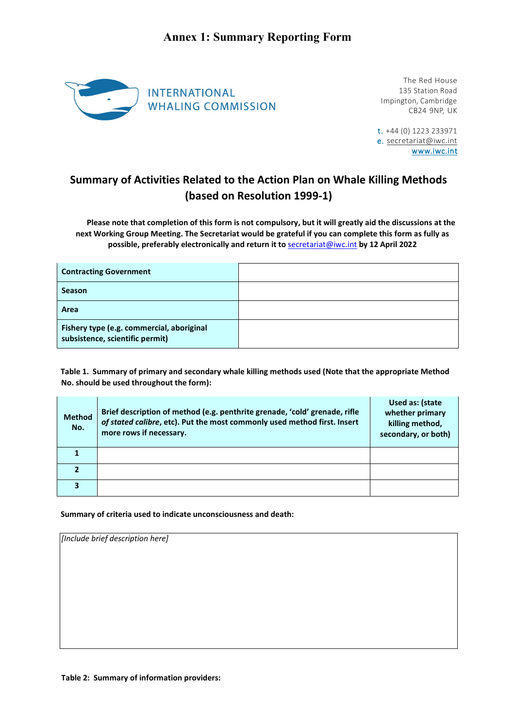# Annex 1: Summary Reporting Form

INTERNATIONAL WHALING COMMISSION

The Red House
135 Station Road
Impington, Cambridge
CB24 9NP, UK

t. +44 (0) 1223 233971
e. secretariat@iwc.int
www.iwc.int

## Summary of Activities Related to the Action Plan on Whale Killing Methods (based on Resolution 1999-1)

**Please note that completion of this form is not compulsory, but it will greatly aid the discussions at the next Working Group Meeting. The Secretariat would be grateful if you can complete this form as fully as possible, preferably electronically and return it to secretariat@iwc.int by 12 April 2022**

| | |
|---|---|
| **Contracting Government** | |
| **Season** | |
| **Area** | |
| **Fishery type (e.g. commercial, aboriginal subsistence, scientific permit)** | |

**Table 1. Summary of primary and secondary whale killing methods used (Note that the appropriate Method No. should be used throughout the form):**

| Method No. | Brief description of method (e.g. penthrite grenade, 'cold' grenade, rifle *of stated calibre*, etc). Put the most commonly used method first. Insert more rows if necessary. | Used as: (state whether primary killing method, secondary, or both) |
|---|---|---|
| **1** | | |
| **2** | | |
| **3** | | |

**Summary of criteria used to indicate unconsciousness and death:**

| *[Include brief description here]* |
|---|

**Table 2: Summary of information providers:**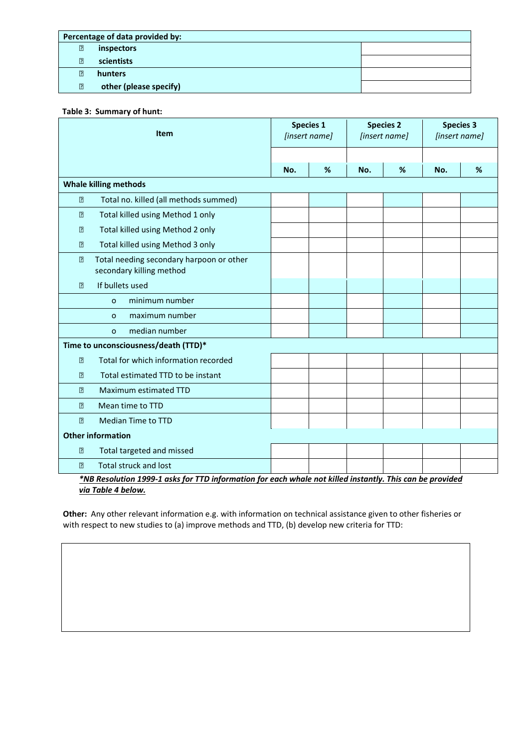| Percentage of data provided by: | |
|---|---|
| inspectors | |
| scientists | |
| hunters | |
| other (please specify) | |

**Table 3: Summary of hunt:**

| Item | Species 1 *[insert name]* | | Species 2 *[insert name]* | | Species 3 *[insert name]* | |
|---|---|---|---|---|---|---|
| | No. | % | No. | % | No. | % |
| **Whale killing methods** | | | | | | |
| Total no. killed (all methods summed) | | | | | | |
| Total killed using Method 1 only | | | | | | |
| Total killed using Method 2 only | | | | | | |
| Total killed using Method 3 only | | | | | | |
| Total needing secondary harpoon or other secondary killing method | | | | | | |
| If bullets used | | | | | | |
| o minimum number | | | | | | |
| o maximum number | | | | | | |
| o median number | | | | | | |
| **Time to unconsciousness/death (TTD)*** | | | | | | |
| Total for which information recorded | | | | | | |
| Total estimated TTD to be instant | | | | | | |
| Maximum estimated TTD | | | | | | |
| Mean time to TTD | | | | | | |
| Median Time to TTD | | | | | | |
| **Other information** | | | | | | |
| Total targeted and missed | | | | | | |
| Total struck and lost | | | | | | |

***NB Resolution 1999-1 asks for TTD information for each whale not killed instantly. This can be provided via Table 4 below.***

**Other:** Any other relevant information e.g. with information on technical assistance given to other fisheries or with respect to new studies to (a) improve methods and TTD, (b) develop new criteria for TTD: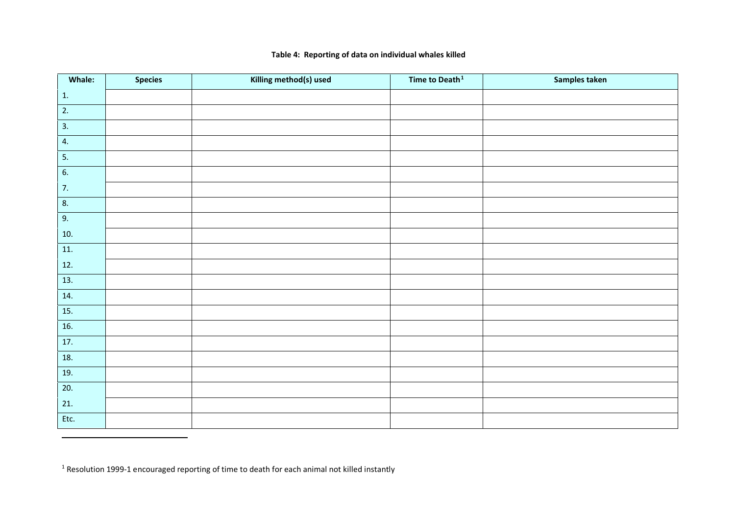**Table 4: Reporting of data on individual whales killed**

| Whale: | Species | Killing method(s) used | Time to Death[1] | Samples taken |
|---|---|---|---|---|
| 1. | | | | |
| 2. | | | | |
| 3. | | | | |
| 4. | | | | |
| 5. | | | | |
| 6. | | | | |
| 7. | | | | |
| 8. | | | | |
| 9. | | | | |
| 10. | | | | |
| 11. | | | | |
| 12. | | | | |
| 13. | | | | |
| 14. | | | | |
| 15. | | | | |
| 16. | | | | |
| 17. | | | | |
| 18. | | | | |
| 19. | | | | |
| 20. | | | | |
| 21. | | | | |
| Etc. | | | | |

[1] Resolution 1999-1 encouraged reporting of time to death for each animal not killed instantly